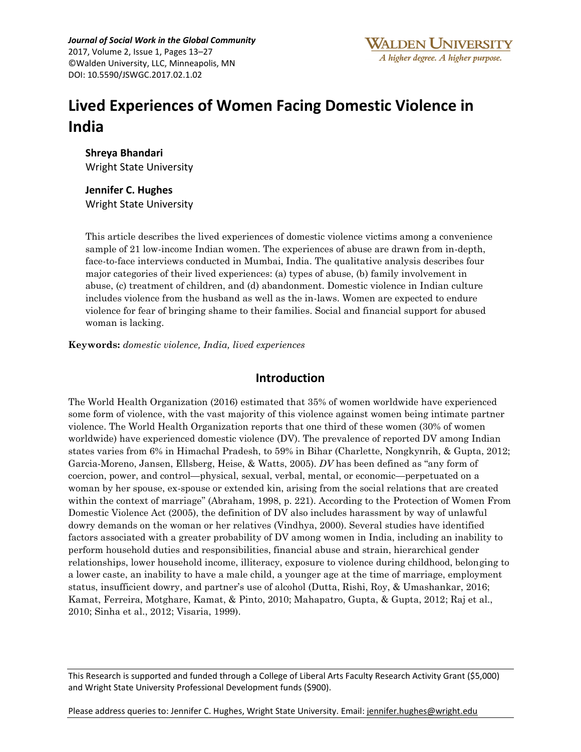*Journal of Social Work in the Global Community*
2017, Volume 2, Issue 1, Pages 13–27
©Walden University, LLC, Minneapolis, MN
DOI: 10.5590/JSWGC.2017.02.1.02

# Lived Experiences of Women Facing Domestic Violence in India

**Shreya Bhandari**
Wright State University

**Jennifer C. Hughes**
Wright State University

This article describes the lived experiences of domestic violence victims among a convenience sample of 21 low-income Indian women. The experiences of abuse are drawn from in-depth, face-to-face interviews conducted in Mumbai, India. The qualitative analysis describes four major categories of their lived experiences: (a) types of abuse, (b) family involvement in abuse, (c) treatment of children, and (d) abandonment. Domestic violence in Indian culture includes violence from the husband as well as the in-laws. Women are expected to endure violence for fear of bringing shame to their families. Social and financial support for abused woman is lacking.

**Keywords:** *domestic violence, India, lived experiences*

## Introduction

The World Health Organization (2016) estimated that 35% of women worldwide have experienced some form of violence, with the vast majority of this violence against women being intimate partner violence. The World Health Organization reports that one third of these women (30% of women worldwide) have experienced domestic violence (DV). The prevalence of reported DV among Indian states varies from 6% in Himachal Pradesh, to 59% in Bihar (Charlette, Nongkynrih, & Gupta, 2012; Garcia-Moreno, Jansen, Ellsberg, Heise, & Watts, 2005). *DV* has been defined as "any form of coercion, power, and control—physical, sexual, verbal, mental, or economic—perpetuated on a woman by her spouse, ex-spouse or extended kin, arising from the social relations that are created within the context of marriage" (Abraham, 1998, p. 221). According to the Protection of Women From Domestic Violence Act (2005), the definition of DV also includes harassment by way of unlawful dowry demands on the woman or her relatives (Vindhya, 2000). Several studies have identified factors associated with a greater probability of DV among women in India, including an inability to perform household duties and responsibilities, financial abuse and strain, hierarchical gender relationships, lower household income, illiteracy, exposure to violence during childhood, belonging to a lower caste, an inability to have a male child, a younger age at the time of marriage, employment status, insufficient dowry, and partner's use of alcohol (Dutta, Rishi, Roy, & Umashankar, 2016; Kamat, Ferreira, Motghare, Kamat, & Pinto, 2010; Mahapatro, Gupta, & Gupta, 2012; Raj et al., 2010; Sinha et al., 2012; Visaria, 1999).

This Research is supported and funded through a College of Liberal Arts Faculty Research Activity Grant ($5,000) and Wright State University Professional Development funds ($900).

Please address queries to: Jennifer C. Hughes, Wright State University. Email: jennifer.hughes@wright.edu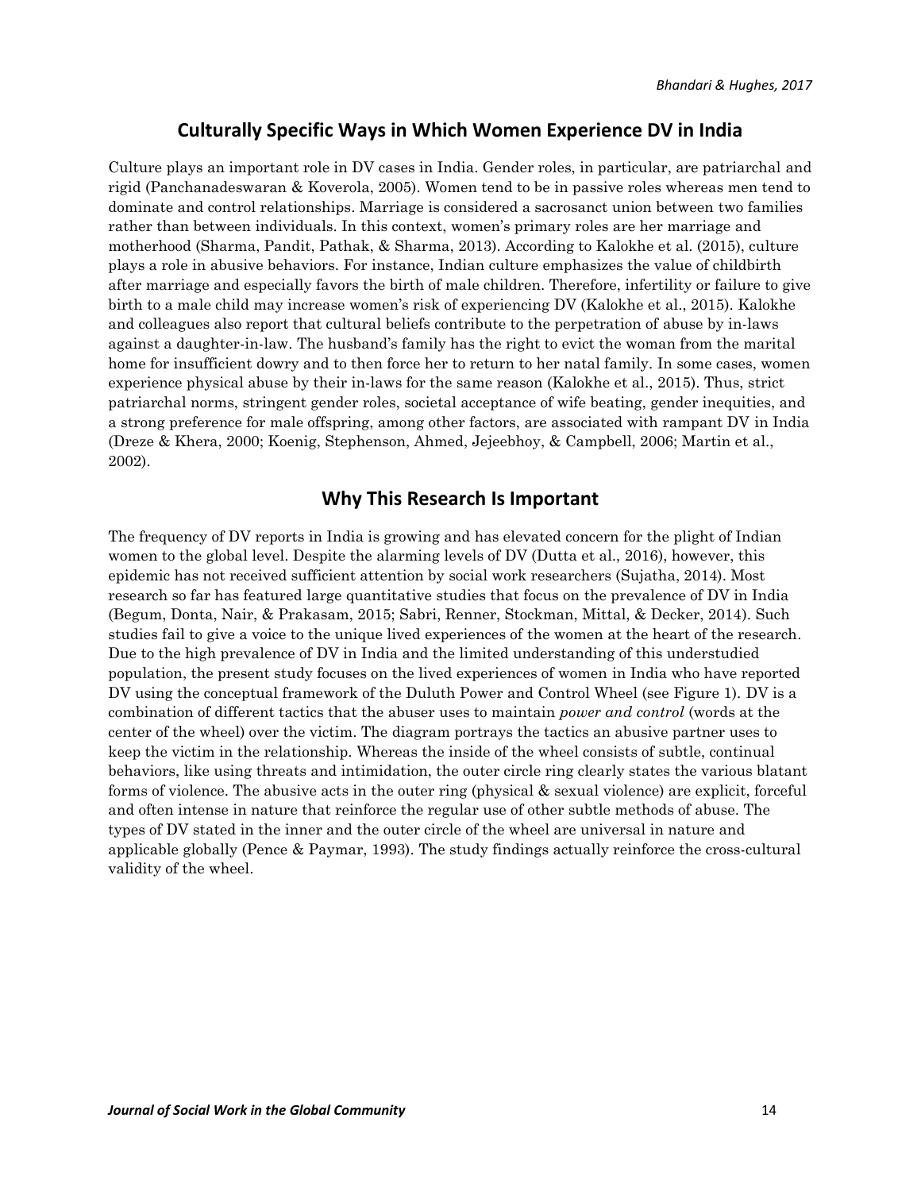## Culturally Specific Ways in Which Women Experience DV in India

Culture plays an important role in DV cases in India. Gender roles, in particular, are patriarchal and rigid (Panchanadeswaran & Koverola, 2005). Women tend to be in passive roles whereas men tend to dominate and control relationships. Marriage is considered a sacrosanct union between two families rather than between individuals. In this context, women's primary roles are her marriage and motherhood (Sharma, Pandit, Pathak, & Sharma, 2013). According to Kalokhe et al. (2015), culture plays a role in abusive behaviors. For instance, Indian culture emphasizes the value of childbirth after marriage and especially favors the birth of male children. Therefore, infertility or failure to give birth to a male child may increase women's risk of experiencing DV (Kalokhe et al., 2015). Kalokhe and colleagues also report that cultural beliefs contribute to the perpetration of abuse by in-laws against a daughter-in-law. The husband's family has the right to evict the woman from the marital home for insufficient dowry and to then force her to return to her natal family. In some cases, women experience physical abuse by their in-laws for the same reason (Kalokhe et al., 2015). Thus, strict patriarchal norms, stringent gender roles, societal acceptance of wife beating, gender inequities, and a strong preference for male offspring, among other factors, are associated with rampant DV in India (Dreze & Khera, 2000; Koenig, Stephenson, Ahmed, Jejeebhoy, & Campbell, 2006; Martin et al., 2002).

## Why This Research Is Important

The frequency of DV reports in India is growing and has elevated concern for the plight of Indian women to the global level. Despite the alarming levels of DV (Dutta et al., 2016), however, this epidemic has not received sufficient attention by social work researchers (Sujatha, 2014). Most research so far has featured large quantitative studies that focus on the prevalence of DV in India (Begum, Donta, Nair, & Prakasam, 2015; Sabri, Renner, Stockman, Mittal, & Decker, 2014). Such studies fail to give a voice to the unique lived experiences of the women at the heart of the research. Due to the high prevalence of DV in India and the limited understanding of this understudied population, the present study focuses on the lived experiences of women in India who have reported DV using the conceptual framework of the Duluth Power and Control Wheel (see Figure 1). DV is a combination of different tactics that the abuser uses to maintain *power and control* (words at the center of the wheel) over the victim. The diagram portrays the tactics an abusive partner uses to keep the victim in the relationship. Whereas the inside of the wheel consists of subtle, continual behaviors, like using threats and intimidation, the outer circle ring clearly states the various blatant forms of violence. The abusive acts in the outer ring (physical & sexual violence) are explicit, forceful and often intense in nature that reinforce the regular use of other subtle methods of abuse. The types of DV stated in the inner and the outer circle of the wheel are universal in nature and applicable globally (Pence & Paymar, 1993). The study findings actually reinforce the cross-cultural validity of the wheel.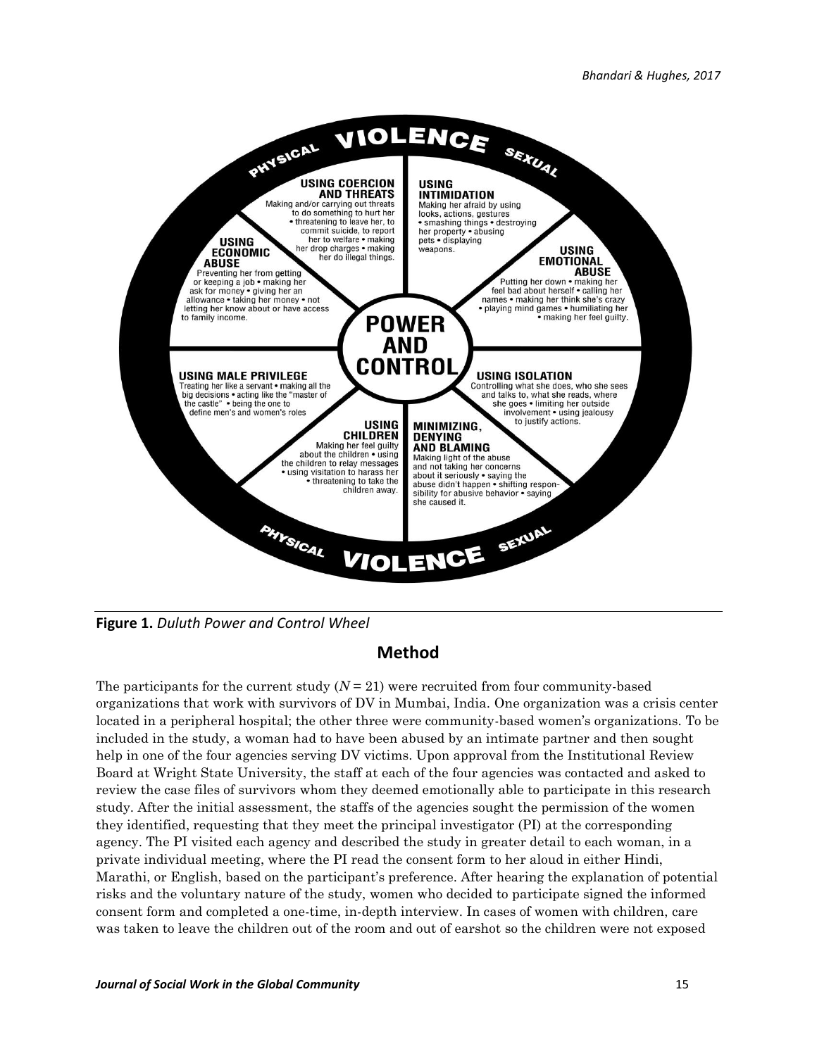PHYSICAL VIOLENCE SEXUAL

**USING COERCION AND THREATS**
Making and/or carrying out threats to do something to hurt her • threatening to leave her, to commit suicide, to report her to welfare • making her drop charges • making her do illegal things.

**USING INTIMIDATION**
Making her afraid by using looks, actions, gestures • smashing things • destroying her property • abusing pets • displaying weapons.

**USING ECONOMIC ABUSE**
Preventing her from getting or keeping a job • making her ask for money • giving her an allowance • taking her money • not letting her know about or have access to family income.

**USING EMOTIONAL ABUSE**
Putting her down • making her feel bad about herself • calling her names • making her think she's crazy • playing mind games • humiliating her • making her feel guilty.

**POWER AND CONTROL**

**USING MALE PRIVILEGE**
Treating her like a servant • making all the big decisions • acting like the "master of the castle" • being the one to define men's and women's roles

**USING ISOLATION**
Controlling what she does, who she sees and talks to, what she reads, where she goes • limiting her outside involvement • using jealousy to justify actions.

**USING CHILDREN**
Making her feel guilty about the children • using the children to relay messages • using visitation to harass her • threatening to take the children away.

**MINIMIZING, DENYING AND BLAMING**
Making light of the abuse and not taking her concerns about it seriously • saying the abuse didn't happen • shifting responsibility for abusive behavior • saying she caused it.

PHYSICAL VIOLENCE SEXUAL

**Figure 1.** *Duluth Power and Control Wheel*

## Method

The participants for the current study ($N = 21$) were recruited from four community-based organizations that work with survivors of DV in Mumbai, India. One organization was a crisis center located in a peripheral hospital; the other three were community-based women's organizations. To be included in the study, a woman had to have been abused by an intimate partner and then sought help in one of the four agencies serving DV victims. Upon approval from the Institutional Review Board at Wright State University, the staff at each of the four agencies was contacted and asked to review the case files of survivors whom they deemed emotionally able to participate in this research study. After the initial assessment, the staffs of the agencies sought the permission of the women they identified, requesting that they meet the principal investigator (PI) at the corresponding agency. The PI visited each agency and described the study in greater detail to each woman, in a private individual meeting, where the PI read the consent form to her aloud in either Hindi, Marathi, or English, based on the participant's preference. After hearing the explanation of potential risks and the voluntary nature of the study, women who decided to participate signed the informed consent form and completed a one-time, in-depth interview. In cases of women with children, care was taken to leave the children out of the room and out of earshot so the children were not exposed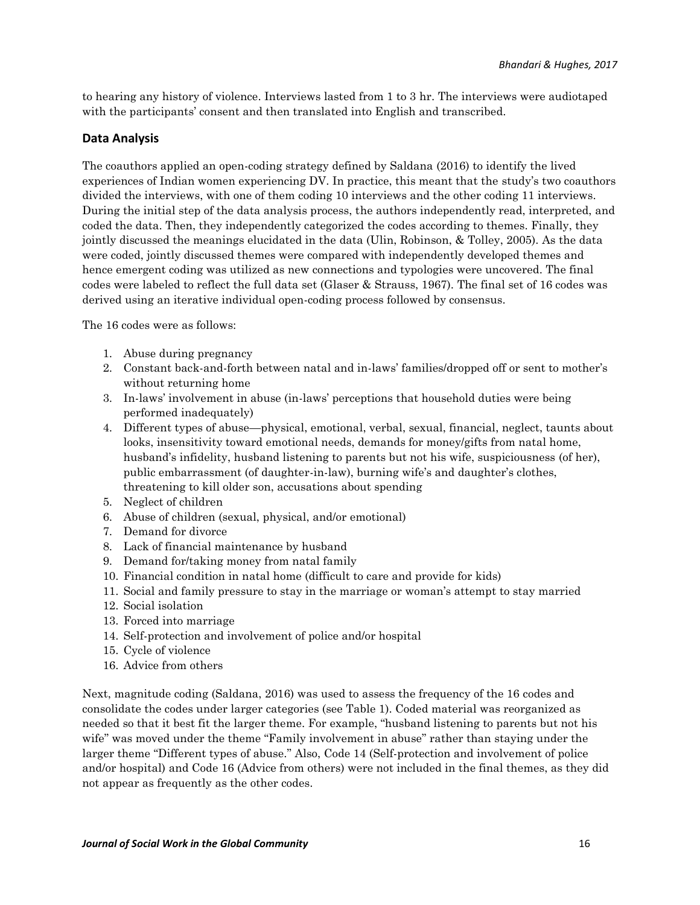to hearing any history of violence. Interviews lasted from 1 to 3 hr. The interviews were audiotaped with the participants' consent and then translated into English and transcribed.

## Data Analysis

The coauthors applied an open-coding strategy defined by Saldana (2016) to identify the lived experiences of Indian women experiencing DV. In practice, this meant that the study's two coauthors divided the interviews, with one of them coding 10 interviews and the other coding 11 interviews. During the initial step of the data analysis process, the authors independently read, interpreted, and coded the data. Then, they independently categorized the codes according to themes. Finally, they jointly discussed the meanings elucidated in the data (Ulin, Robinson, & Tolley, 2005). As the data were coded, jointly discussed themes were compared with independently developed themes and hence emergent coding was utilized as new connections and typologies were uncovered. The final codes were labeled to reflect the full data set (Glaser & Strauss, 1967). The final set of 16 codes was derived using an iterative individual open-coding process followed by consensus.

The 16 codes were as follows:

1. Abuse during pregnancy
2. Constant back-and-forth between natal and in-laws' families/dropped off or sent to mother's without returning home
3. In-laws' involvement in abuse (in-laws' perceptions that household duties were being performed inadequately)
4. Different types of abuse—physical, emotional, verbal, sexual, financial, neglect, taunts about looks, insensitivity toward emotional needs, demands for money/gifts from natal home, husband's infidelity, husband listening to parents but not his wife, suspiciousness (of her), public embarrassment (of daughter-in-law), burning wife's and daughter's clothes, threatening to kill older son, accusations about spending
5. Neglect of children
6. Abuse of children (sexual, physical, and/or emotional)
7. Demand for divorce
8. Lack of financial maintenance by husband
9. Demand for/taking money from natal family
10. Financial condition in natal home (difficult to care and provide for kids)
11. Social and family pressure to stay in the marriage or woman's attempt to stay married
12. Social isolation
13. Forced into marriage
14. Self-protection and involvement of police and/or hospital
15. Cycle of violence
16. Advice from others

Next, magnitude coding (Saldana, 2016) was used to assess the frequency of the 16 codes and consolidate the codes under larger categories (see Table 1). Coded material was reorganized as needed so that it best fit the larger theme. For example, "husband listening to parents but not his wife" was moved under the theme "Family involvement in abuse" rather than staying under the larger theme "Different types of abuse." Also, Code 14 (Self-protection and involvement of police and/or hospital) and Code 16 (Advice from others) were not included in the final themes, as they did not appear as frequently as the other codes.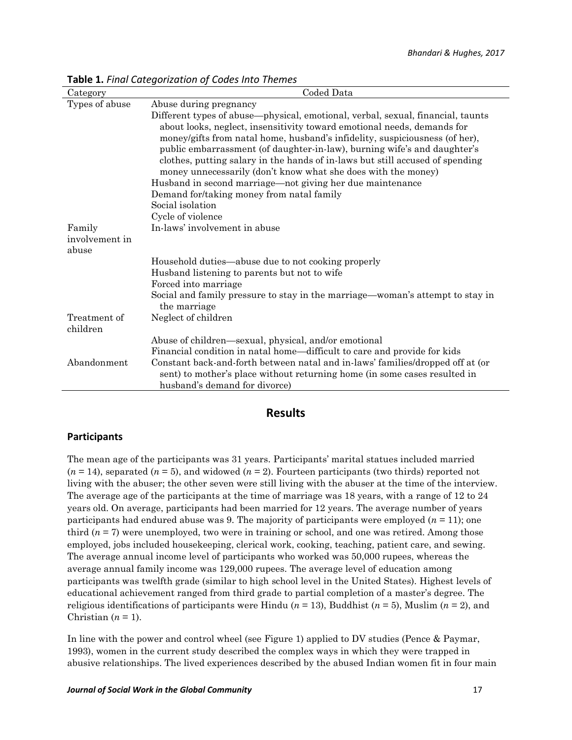**Table 1.** *Final Categorization of Codes Into Themes*

| Category | Coded Data |
| --- | --- |
| Types of abuse | Abuse during pregnancy |
| | Different types of abuse—physical, emotional, verbal, sexual, financial, taunts about looks, neglect, insensitivity toward emotional needs, demands for money/gifts from natal home, husband's infidelity, suspiciousness (of her), public embarrassment (of daughter-in-law), burning wife's and daughter's clothes, putting salary in the hands of in-laws but still accused of spending money unnecessarily (don't know what she does with the money) |
| | Husband in second marriage—not giving her due maintenance |
| | Demand for/taking money from natal family |
| | Social isolation |
| | Cycle of violence |
| Family involvement in abuse | In-laws' involvement in abuse |
| | Household duties—abuse due to not cooking properly |
| | Husband listening to parents but not to wife |
| | Forced into marriage |
| | Social and family pressure to stay in the marriage—woman's attempt to stay in the marriage |
| Treatment of children | Neglect of children |
| | Abuse of children—sexual, physical, and/or emotional |
| | Financial condition in natal home—difficult to care and provide for kids |
| Abandonment | Constant back-and-forth between natal and in-laws' families/dropped off at (or sent) to mother's place without returning home (in some cases resulted in husband's demand for divorce) |

## Results

### Participants

The mean age of the participants was 31 years. Participants' marital statues included married ($n$ = 14), separated ($n$ = 5), and widowed ($n$ = 2). Fourteen participants (two thirds) reported not living with the abuser; the other seven were still living with the abuser at the time of the interview. The average age of the participants at the time of marriage was 18 years, with a range of 12 to 24 years old. On average, participants had been married for 12 years. The average number of years participants had endured abuse was 9. The majority of participants were employed ($n$ = 11); one third ($n$ = 7) were unemployed, two were in training or school, and one was retired. Among those employed, jobs included housekeeping, clerical work, cooking, teaching, patient care, and sewing. The average annual income level of participants who worked was 50,000 rupees, whereas the average annual family income was 129,000 rupees. The average level of education among participants was twelfth grade (similar to high school level in the United States). Highest levels of educational achievement ranged from third grade to partial completion of a master's degree. The religious identifications of participants were Hindu ($n$ = 13), Buddhist ($n$ = 5), Muslim ($n$ = 2), and Christian ($n$ = 1).

In line with the power and control wheel (see Figure 1) applied to DV studies (Pence & Paymar, 1993), women in the current study described the complex ways in which they were trapped in abusive relationships. The lived experiences described by the abused Indian women fit in four main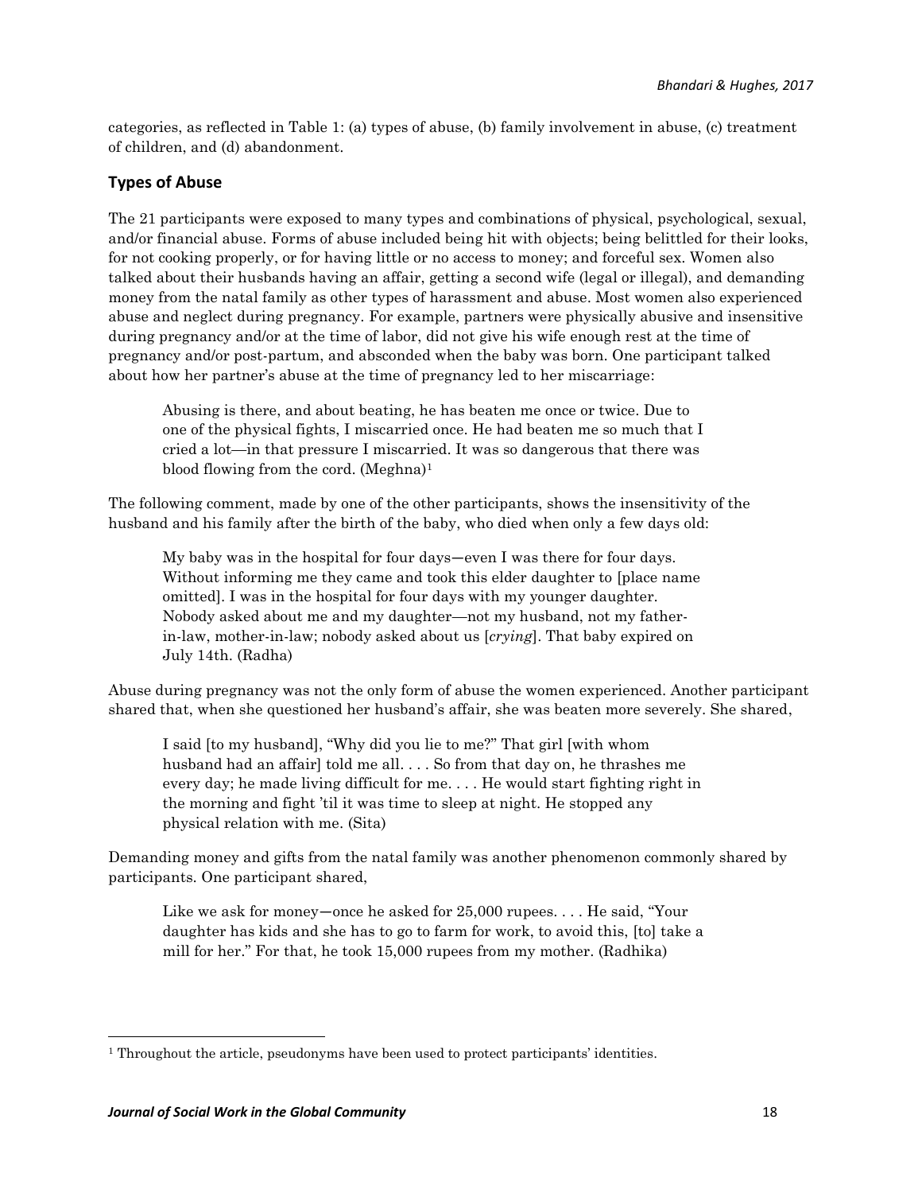categories, as reflected in Table 1: (a) types of abuse, (b) family involvement in abuse, (c) treatment of children, and (d) abandonment.

## Types of Abuse

The 21 participants were exposed to many types and combinations of physical, psychological, sexual, and/or financial abuse. Forms of abuse included being hit with objects; being belittled for their looks, for not cooking properly, or for having little or no access to money; and forceful sex. Women also talked about their husbands having an affair, getting a second wife (legal or illegal), and demanding money from the natal family as other types of harassment and abuse. Most women also experienced abuse and neglect during pregnancy. For example, partners were physically abusive and insensitive during pregnancy and/or at the time of labor, did not give his wife enough rest at the time of pregnancy and/or post-partum, and absconded when the baby was born. One participant talked about how her partner's abuse at the time of pregnancy led to her miscarriage:

> Abusing is there, and about beating, he has beaten me once or twice. Due to one of the physical fights, I miscarried once. He had beaten me so much that I cried a lot—in that pressure I miscarried. It was so dangerous that there was blood flowing from the cord. (Meghna)[1]

The following comment, made by one of the other participants, shows the insensitivity of the husband and his family after the birth of the baby, who died when only a few days old:

> My baby was in the hospital for four days—even I was there for four days. Without informing me they came and took this elder daughter to [place name omitted]. I was in the hospital for four days with my younger daughter. Nobody asked about me and my daughter—not my husband, not my father-in-law, mother-in-law; nobody asked about us [*crying*]. That baby expired on July 14th. (Radha)

Abuse during pregnancy was not the only form of abuse the women experienced. Another participant shared that, when she questioned her husband's affair, she was beaten more severely. She shared,

> I said [to my husband], "Why did you lie to me?" That girl [with whom husband had an affair] told me all. . . . So from that day on, he thrashes me every day; he made living difficult for me. . . . He would start fighting right in the morning and fight 'til it was time to sleep at night. He stopped any physical relation with me. (Sita)

Demanding money and gifts from the natal family was another phenomenon commonly shared by participants. One participant shared,

> Like we ask for money—once he asked for 25,000 rupees. . . . He said, "Your daughter has kids and she has to go to farm for work, to avoid this, [to] take a mill for her." For that, he took 15,000 rupees from my mother. (Radhika)

---

[1] Throughout the article, pseudonyms have been used to protect participants' identities.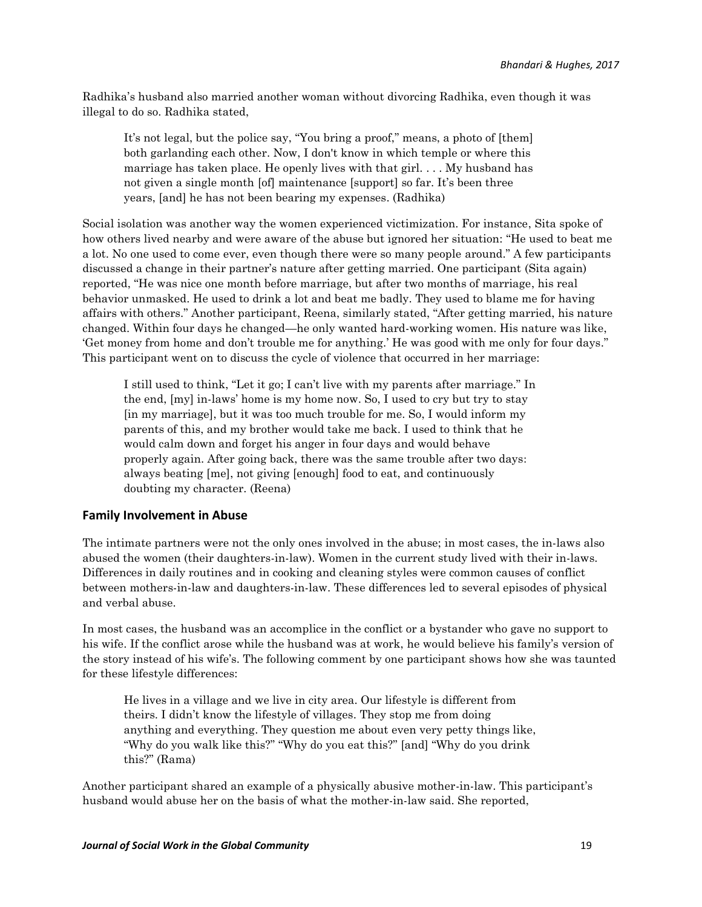Radhika's husband also married another woman without divorcing Radhika, even though it was illegal to do so. Radhika stated,

> It's not legal, but the police say, "You bring a proof," means, a photo of [them] both garlanding each other. Now, I don't know in which temple or where this marriage has taken place. He openly lives with that girl. . . . My husband has not given a single month [of] maintenance [support] so far. It's been three years, [and] he has not been bearing my expenses. (Radhika)

Social isolation was another way the women experienced victimization. For instance, Sita spoke of how others lived nearby and were aware of the abuse but ignored her situation: "He used to beat me a lot. No one used to come ever, even though there were so many people around." A few participants discussed a change in their partner's nature after getting married. One participant (Sita again) reported, "He was nice one month before marriage, but after two months of marriage, his real behavior unmasked. He used to drink a lot and beat me badly. They used to blame me for having affairs with others." Another participant, Reena, similarly stated, "After getting married, his nature changed. Within four days he changed—he only wanted hard-working women. His nature was like, 'Get money from home and don't trouble me for anything.' He was good with me only for four days." This participant went on to discuss the cycle of violence that occurred in her marriage:

> I still used to think, "Let it go; I can't live with my parents after marriage." In the end, [my] in-laws' home is my home now. So, I used to cry but try to stay [in my marriage], but it was too much trouble for me. So, I would inform my parents of this, and my brother would take me back. I used to think that he would calm down and forget his anger in four days and would behave properly again. After going back, there was the same trouble after two days: always beating [me], not giving [enough] food to eat, and continuously doubting my character. (Reena)

## Family Involvement in Abuse

The intimate partners were not the only ones involved in the abuse; in most cases, the in-laws also abused the women (their daughters-in-law). Women in the current study lived with their in-laws. Differences in daily routines and in cooking and cleaning styles were common causes of conflict between mothers-in-law and daughters-in-law. These differences led to several episodes of physical and verbal abuse.

In most cases, the husband was an accomplice in the conflict or a bystander who gave no support to his wife. If the conflict arose while the husband was at work, he would believe his family's version of the story instead of his wife's. The following comment by one participant shows how she was taunted for these lifestyle differences:

> He lives in a village and we live in city area. Our lifestyle is different from theirs. I didn't know the lifestyle of villages. They stop me from doing anything and everything. They question me about even very petty things like, "Why do you walk like this?" "Why do you eat this?" [and] "Why do you drink this?" (Rama)

Another participant shared an example of a physically abusive mother-in-law. This participant's husband would abuse her on the basis of what the mother-in-law said. She reported,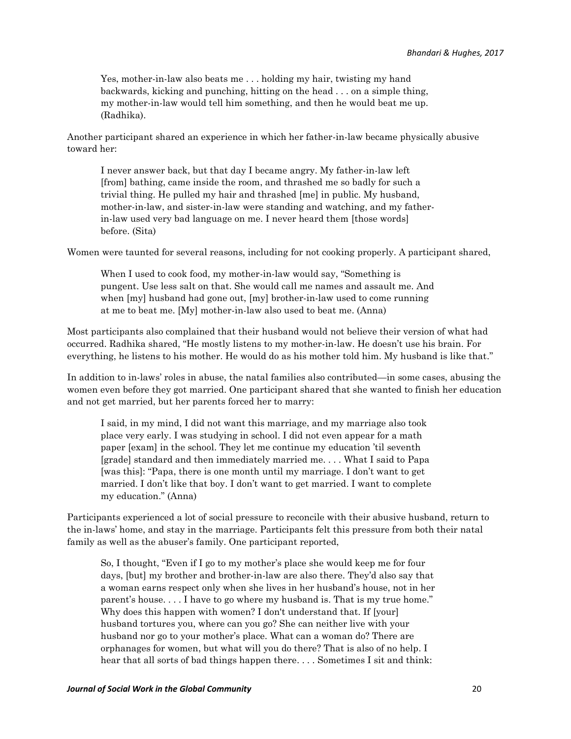> Yes, mother-in-law also beats me . . . holding my hair, twisting my hand backwards, kicking and punching, hitting on the head . . . on a simple thing, my mother-in-law would tell him something, and then he would beat me up. (Radhika).

Another participant shared an experience in which her father-in-law became physically abusive toward her:

> I never answer back, but that day I became angry. My father-in-law left [from] bathing, came inside the room, and thrashed me so badly for such a trivial thing. He pulled my hair and thrashed [me] in public. My husband, mother-in-law, and sister-in-law were standing and watching, and my father-in-law used very bad language on me. I never heard them [those words] before. (Sita)

Women were taunted for several reasons, including for not cooking properly. A participant shared,

> When I used to cook food, my mother-in-law would say, "Something is pungent. Use less salt on that. She would call me names and assault me. And when [my] husband had gone out, [my] brother-in-law used to come running at me to beat me. [My] mother-in-law also used to beat me. (Anna)

Most participants also complained that their husband would not believe their version of what had occurred. Radhika shared, "He mostly listens to my mother-in-law. He doesn't use his brain. For everything, he listens to his mother. He would do as his mother told him. My husband is like that."

In addition to in-laws' roles in abuse, the natal families also contributed—in some cases, abusing the women even before they got married. One participant shared that she wanted to finish her education and not get married, but her parents forced her to marry:

> I said, in my mind, I did not want this marriage, and my marriage also took place very early. I was studying in school. I did not even appear for a math paper [exam] in the school. They let me continue my education 'til seventh [grade] standard and then immediately married me. . . . What I said to Papa [was this]: "Papa, there is one month until my marriage. I don't want to get married. I don't like that boy. I don't want to get married. I want to complete my education." (Anna)

Participants experienced a lot of social pressure to reconcile with their abusive husband, return to the in-laws' home, and stay in the marriage. Participants felt this pressure from both their natal family as well as the abuser's family. One participant reported,

> So, I thought, "Even if I go to my mother's place she would keep me for four days, [but] my brother and brother-in-law are also there. They'd also say that a woman earns respect only when she lives in her husband's house, not in her parent's house. . . . I have to go where my husband is. That is my true home." Why does this happen with women? I don't understand that. If [your] husband tortures you, where can you go? She can neither live with your husband nor go to your mother's place. What can a woman do? There are orphanages for women, but what will you do there? That is also of no help. I hear that all sorts of bad things happen there. . . . Sometimes I sit and think: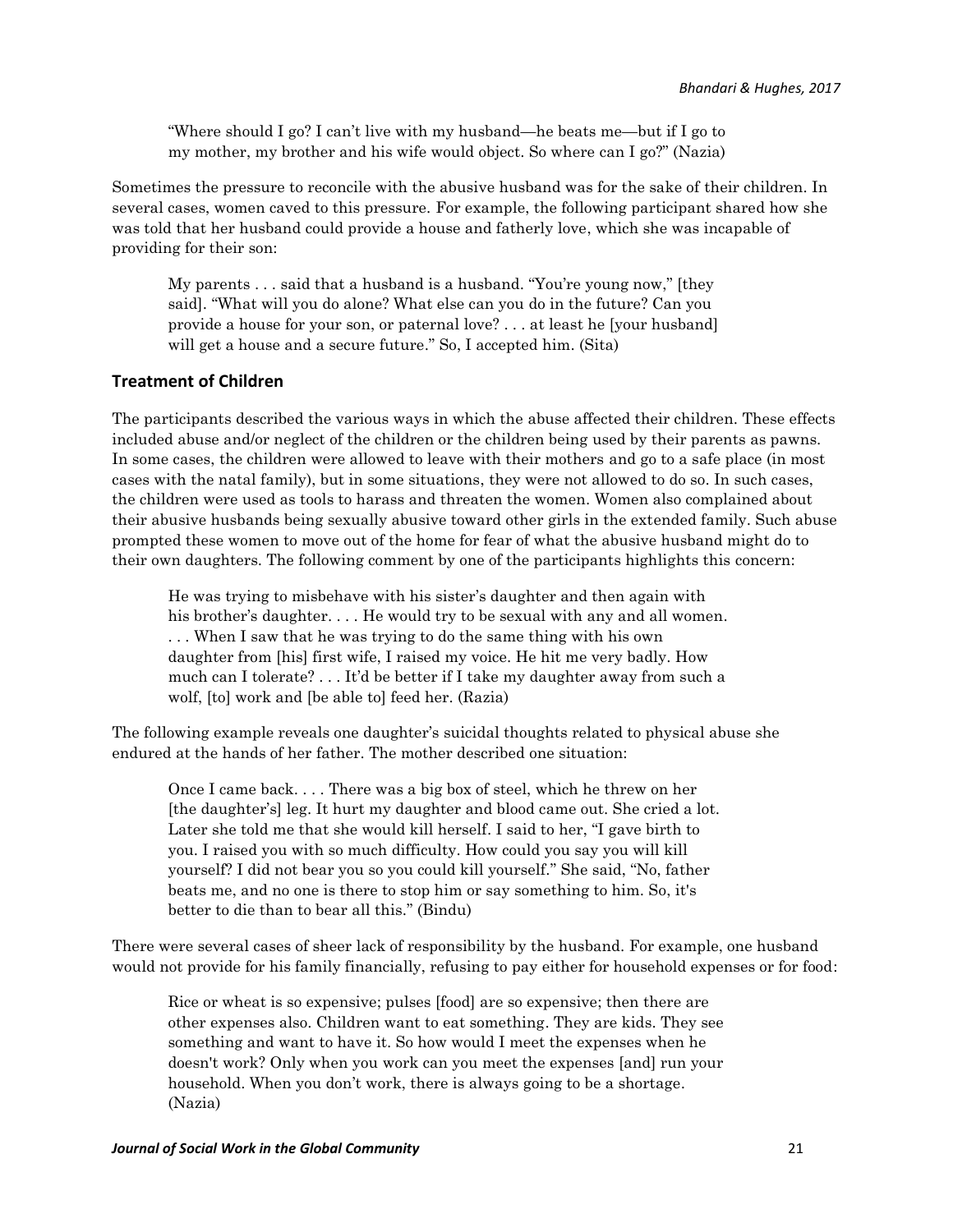> "Where should I go? I can't live with my husband—he beats me—but if I go to my mother, my brother and his wife would object. So where can I go?" (Nazia)

Sometimes the pressure to reconcile with the abusive husband was for the sake of their children. In several cases, women caved to this pressure. For example, the following participant shared how she was told that her husband could provide a house and fatherly love, which she was incapable of providing for their son:

> My parents . . . said that a husband is a husband. "You're young now," [they said]. "What will you do alone? What else can you do in the future? Can you provide a house for your son, or paternal love? . . . at least he [your husband] will get a house and a secure future." So, I accepted him. (Sita)

## Treatment of Children

The participants described the various ways in which the abuse affected their children. These effects included abuse and/or neglect of the children or the children being used by their parents as pawns. In some cases, the children were allowed to leave with their mothers and go to a safe place (in most cases with the natal family), but in some situations, they were not allowed to do so. In such cases, the children were used as tools to harass and threaten the women. Women also complained about their abusive husbands being sexually abusive toward other girls in the extended family. Such abuse prompted these women to move out of the home for fear of what the abusive husband might do to their own daughters. The following comment by one of the participants highlights this concern:

> He was trying to misbehave with his sister's daughter and then again with his brother's daughter. . . . He would try to be sexual with any and all women. . . . When I saw that he was trying to do the same thing with his own daughter from [his] first wife, I raised my voice. He hit me very badly. How much can I tolerate? . . . It'd be better if I take my daughter away from such a wolf, [to] work and [be able to] feed her. (Razia)

The following example reveals one daughter's suicidal thoughts related to physical abuse she endured at the hands of her father. The mother described one situation:

> Once I came back. . . . There was a big box of steel, which he threw on her [the daughter's] leg. It hurt my daughter and blood came out. She cried a lot. Later she told me that she would kill herself. I said to her, "I gave birth to you. I raised you with so much difficulty. How could you say you will kill yourself? I did not bear you so you could kill yourself." She said, "No, father beats me, and no one is there to stop him or say something to him. So, it's better to die than to bear all this." (Bindu)

There were several cases of sheer lack of responsibility by the husband. For example, one husband would not provide for his family financially, refusing to pay either for household expenses or for food:

> Rice or wheat is so expensive; pulses [food] are so expensive; then there are other expenses also. Children want to eat something. They are kids. They see something and want to have it. So how would I meet the expenses when he doesn't work? Only when you work can you meet the expenses [and] run your household. When you don't work, there is always going to be a shortage. (Nazia)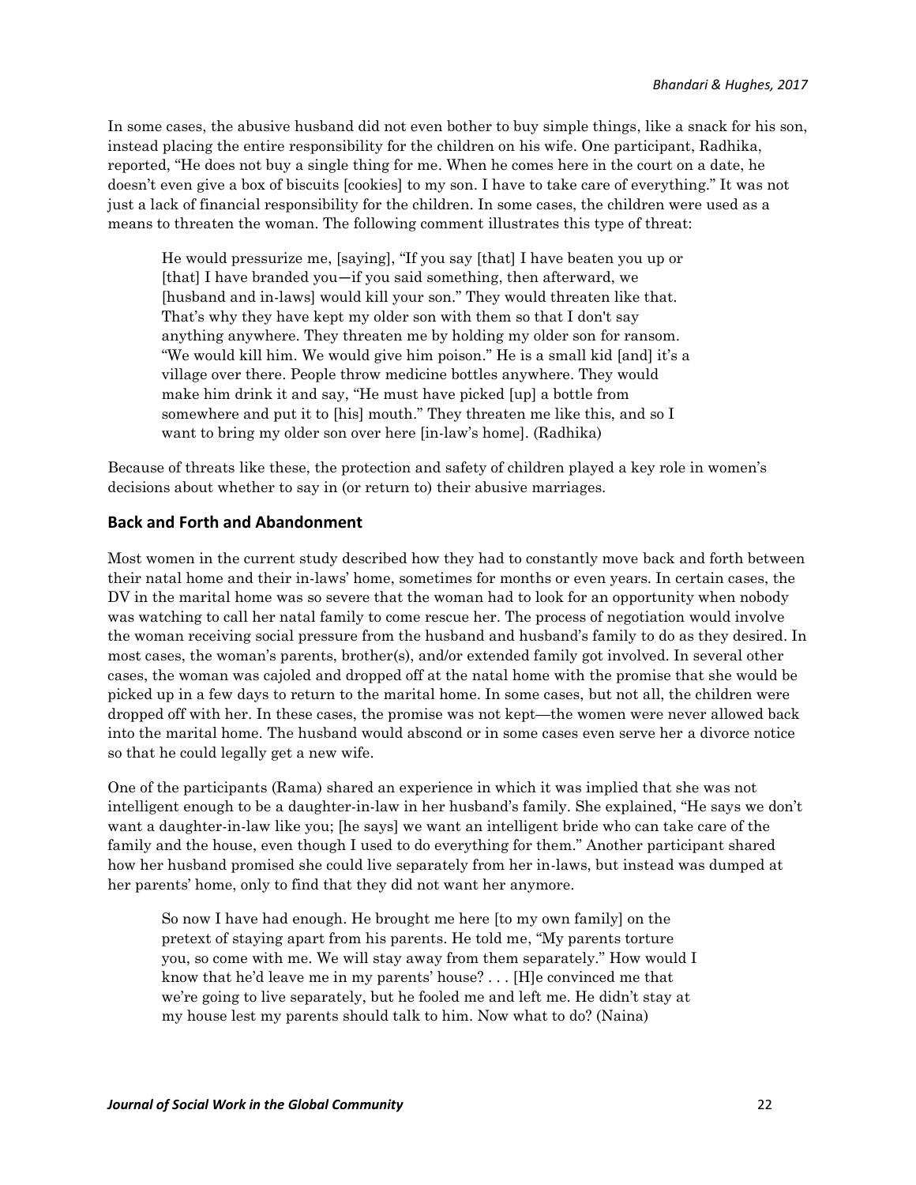In some cases, the abusive husband did not even bother to buy simple things, like a snack for his son, instead placing the entire responsibility for the children on his wife. One participant, Radhika, reported, "He does not buy a single thing for me. When he comes here in the court on a date, he doesn't even give a box of biscuits [cookies] to my son. I have to take care of everything." It was not just a lack of financial responsibility for the children. In some cases, the children were used as a means to threaten the woman. The following comment illustrates this type of threat:

> He would pressurize me, [saying], "If you say [that] I have beaten you up or [that] I have branded you—if you said something, then afterward, we [husband and in-laws] would kill your son." They would threaten like that. That's why they have kept my older son with them so that I don't say anything anywhere. They threaten me by holding my older son for ransom. "We would kill him. We would give him poison." He is a small kid [and] it's a village over there. People throw medicine bottles anywhere. They would make him drink it and say, "He must have picked [up] a bottle from somewhere and put it to [his] mouth." They threaten me like this, and so I want to bring my older son over here [in-law's home]. (Radhika)

Because of threats like these, the protection and safety of children played a key role in women's decisions about whether to say in (or return to) their abusive marriages.

## Back and Forth and Abandonment

Most women in the current study described how they had to constantly move back and forth between their natal home and their in-laws' home, sometimes for months or even years. In certain cases, the DV in the marital home was so severe that the woman had to look for an opportunity when nobody was watching to call her natal family to come rescue her. The process of negotiation would involve the woman receiving social pressure from the husband and husband's family to do as they desired. In most cases, the woman's parents, brother(s), and/or extended family got involved. In several other cases, the woman was cajoled and dropped off at the natal home with the promise that she would be picked up in a few days to return to the marital home. In some cases, but not all, the children were dropped off with her. In these cases, the promise was not kept—the women were never allowed back into the marital home. The husband would abscond or in some cases even serve her a divorce notice so that he could legally get a new wife.

One of the participants (Rama) shared an experience in which it was implied that she was not intelligent enough to be a daughter-in-law in her husband's family. She explained, "He says we don't want a daughter-in-law like you; [he says] we want an intelligent bride who can take care of the family and the house, even though I used to do everything for them." Another participant shared how her husband promised she could live separately from her in-laws, but instead was dumped at her parents' home, only to find that they did not want her anymore.

> So now I have had enough. He brought me here [to my own family] on the pretext of staying apart from his parents. He told me, "My parents torture you, so come with me. We will stay away from them separately." How would I know that he'd leave me in my parents' house? . . . [H]e convinced me that we're going to live separately, but he fooled me and left me. He didn't stay at my house lest my parents should talk to him. Now what to do? (Naina)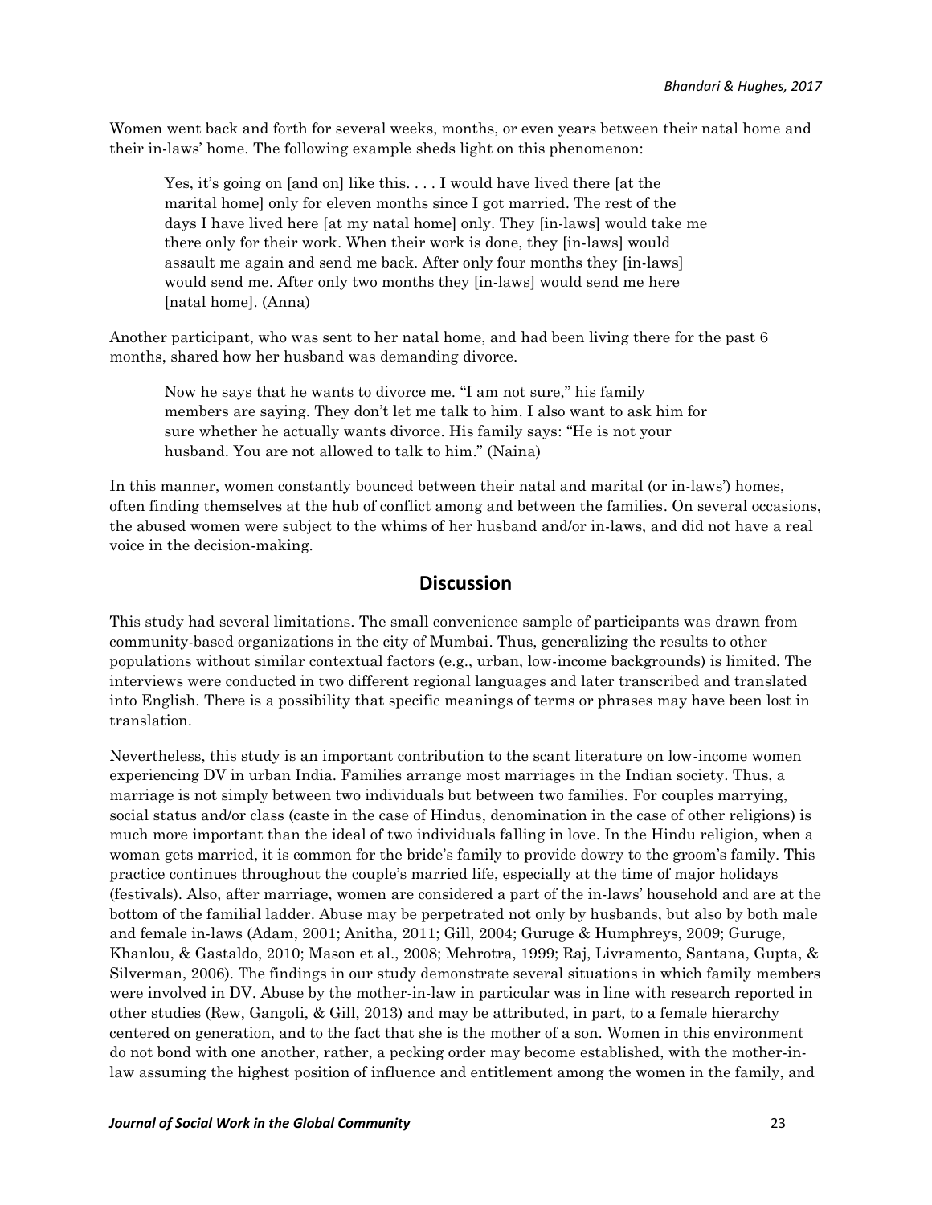Women went back and forth for several weeks, months, or even years between their natal home and their in-laws' home. The following example sheds light on this phenomenon:

> Yes, it's going on [and on] like this. . . . I would have lived there [at the marital home] only for eleven months since I got married. The rest of the days I have lived here [at my natal home] only. They [in-laws] would take me there only for their work. When their work is done, they [in-laws] would assault me again and send me back. After only four months they [in-laws] would send me. After only two months they [in-laws] would send me here [natal home]. (Anna)

Another participant, who was sent to her natal home, and had been living there for the past 6 months, shared how her husband was demanding divorce.

> Now he says that he wants to divorce me. "I am not sure," his family members are saying. They don't let me talk to him. I also want to ask him for sure whether he actually wants divorce. His family says: "He is not your husband. You are not allowed to talk to him." (Naina)

In this manner, women constantly bounced between their natal and marital (or in-laws') homes, often finding themselves at the hub of conflict among and between the families. On several occasions, the abused women were subject to the whims of her husband and/or in-laws, and did not have a real voice in the decision-making.

## Discussion

This study had several limitations. The small convenience sample of participants was drawn from community-based organizations in the city of Mumbai. Thus, generalizing the results to other populations without similar contextual factors (e.g., urban, low-income backgrounds) is limited. The interviews were conducted in two different regional languages and later transcribed and translated into English. There is a possibility that specific meanings of terms or phrases may have been lost in translation.

Nevertheless, this study is an important contribution to the scant literature on low-income women experiencing DV in urban India. Families arrange most marriages in the Indian society. Thus, a marriage is not simply between two individuals but between two families. For couples marrying, social status and/or class (caste in the case of Hindus, denomination in the case of other religions) is much more important than the ideal of two individuals falling in love. In the Hindu religion, when a woman gets married, it is common for the bride's family to provide dowry to the groom's family. This practice continues throughout the couple's married life, especially at the time of major holidays (festivals). Also, after marriage, women are considered a part of the in-laws' household and are at the bottom of the familial ladder. Abuse may be perpetrated not only by husbands, but also by both male and female in-laws (Adam, 2001; Anitha, 2011; Gill, 2004; Guruge & Humphreys, 2009; Guruge, Khanlou, & Gastaldo, 2010; Mason et al., 2008; Mehrotra, 1999; Raj, Livramento, Santana, Gupta, & Silverman, 2006). The findings in our study demonstrate several situations in which family members were involved in DV. Abuse by the mother-in-law in particular was in line with research reported in other studies (Rew, Gangoli, & Gill, 2013) and may be attributed, in part, to a female hierarchy centered on generation, and to the fact that she is the mother of a son. Women in this environment do not bond with one another, rather, a pecking order may become established, with the mother-in-law assuming the highest position of influence and entitlement among the women in the family, and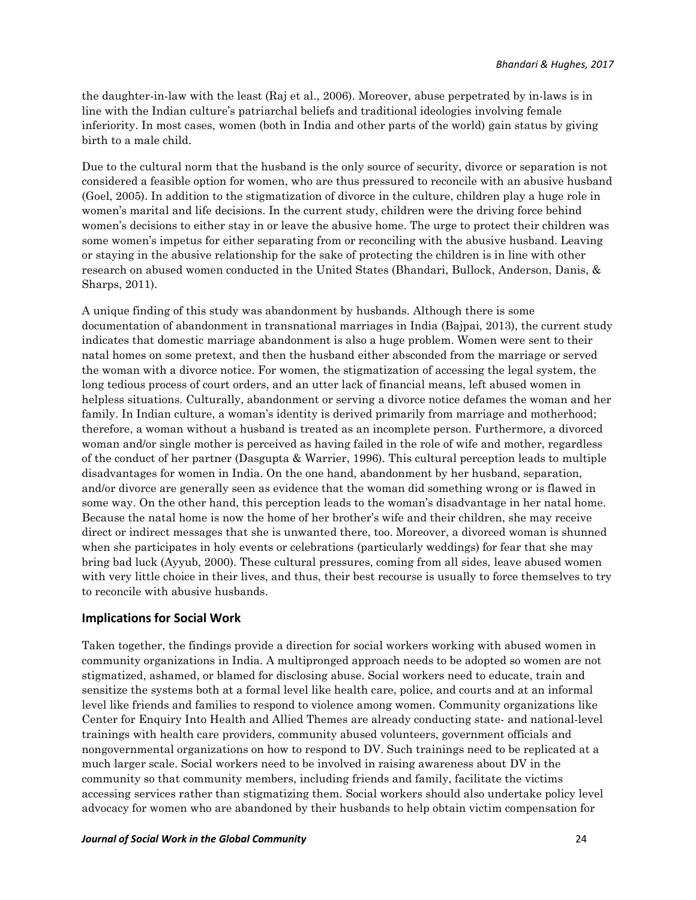the daughter-in-law with the least (Raj et al., 2006). Moreover, abuse perpetrated by in-laws is in line with the Indian culture's patriarchal beliefs and traditional ideologies involving female inferiority. In most cases, women (both in India and other parts of the world) gain status by giving birth to a male child.

Due to the cultural norm that the husband is the only source of security, divorce or separation is not considered a feasible option for women, who are thus pressured to reconcile with an abusive husband (Goel, 2005). In addition to the stigmatization of divorce in the culture, children play a huge role in women's marital and life decisions. In the current study, children were the driving force behind women's decisions to either stay in or leave the abusive home. The urge to protect their children was some women's impetus for either separating from or reconciling with the abusive husband. Leaving or staying in the abusive relationship for the sake of protecting the children is in line with other research on abused women conducted in the United States (Bhandari, Bullock, Anderson, Danis, & Sharps, 2011).

A unique finding of this study was abandonment by husbands. Although there is some documentation of abandonment in transnational marriages in India (Bajpai, 2013), the current study indicates that domestic marriage abandonment is also a huge problem. Women were sent to their natal homes on some pretext, and then the husband either absconded from the marriage or served the woman with a divorce notice. For women, the stigmatization of accessing the legal system, the long tedious process of court orders, and an utter lack of financial means, left abused women in helpless situations. Culturally, abandonment or serving a divorce notice defames the woman and her family. In Indian culture, a woman's identity is derived primarily from marriage and motherhood; therefore, a woman without a husband is treated as an incomplete person. Furthermore, a divorced woman and/or single mother is perceived as having failed in the role of wife and mother, regardless of the conduct of her partner (Dasgupta & Warrier, 1996). This cultural perception leads to multiple disadvantages for women in India. On the one hand, abandonment by her husband, separation, and/or divorce are generally seen as evidence that the woman did something wrong or is flawed in some way. On the other hand, this perception leads to the woman's disadvantage in her natal home. Because the natal home is now the home of her brother's wife and their children, she may receive direct or indirect messages that she is unwanted there, too. Moreover, a divorced woman is shunned when she participates in holy events or celebrations (particularly weddings) for fear that she may bring bad luck (Ayyub, 2000). These cultural pressures, coming from all sides, leave abused women with very little choice in their lives, and thus, their best recourse is usually to force themselves to try to reconcile with abusive husbands.

## Implications for Social Work

Taken together, the findings provide a direction for social workers working with abused women in community organizations in India. A multipronged approach needs to be adopted so women are not stigmatized, ashamed, or blamed for disclosing abuse. Social workers need to educate, train and sensitize the systems both at a formal level like health care, police, and courts and at an informal level like friends and families to respond to violence among women. Community organizations like Center for Enquiry Into Health and Allied Themes are already conducting state- and national-level trainings with health care providers, community abused volunteers, government officials and nongovernmental organizations on how to respond to DV. Such trainings need to be replicated at a much larger scale. Social workers need to be involved in raising awareness about DV in the community so that community members, including friends and family, facilitate the victims accessing services rather than stigmatizing them. Social workers should also undertake policy level advocacy for women who are abandoned by their husbands to help obtain victim compensation for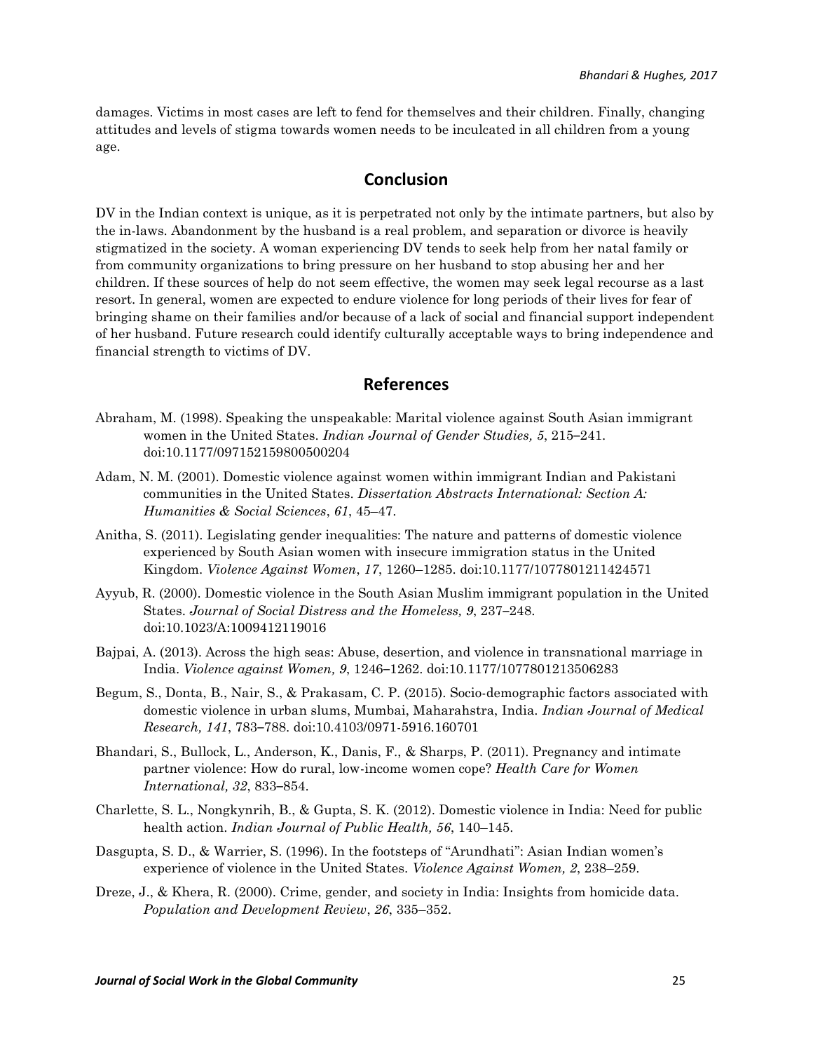damages. Victims in most cases are left to fend for themselves and their children. Finally, changing attitudes and levels of stigma towards women needs to be inculcated in all children from a young age.

## Conclusion

DV in the Indian context is unique, as it is perpetrated not only by the intimate partners, but also by the in-laws. Abandonment by the husband is a real problem, and separation or divorce is heavily stigmatized in the society. A woman experiencing DV tends to seek help from her natal family or from community organizations to bring pressure on her husband to stop abusing her and her children. If these sources of help do not seem effective, the women may seek legal recourse as a last resort. In general, women are expected to endure violence for long periods of their lives for fear of bringing shame on their families and/or because of a lack of social and financial support independent of her husband. Future research could identify culturally acceptable ways to bring independence and financial strength to victims of DV.

## References

Abraham, M. (1998). Speaking the unspeakable: Marital violence against South Asian immigrant women in the United States. *Indian Journal of Gender Studies, 5*, 215–241. doi:10.1177/097152159800500204

Adam, N. M. (2001). Domestic violence against women within immigrant Indian and Pakistani communities in the United States. *Dissertation Abstracts International: Section A: Humanities & Social Sciences*, *61*, 45–47.

Anitha, S. (2011). Legislating gender inequalities: The nature and patterns of domestic violence experienced by South Asian women with insecure immigration status in the United Kingdom. *Violence Against Women*, *17*, 1260–1285. doi:10.1177/1077801211424571

Ayyub, R. (2000). Domestic violence in the South Asian Muslim immigrant population in the United States. *Journal of Social Distress and the Homeless, 9*, 237–248. doi:10.1023/A:1009412119016

Bajpai, A. (2013). Across the high seas: Abuse, desertion, and violence in transnational marriage in India. *Violence against Women, 9*, 1246–1262. doi:10.1177/1077801213506283

Begum, S., Donta, B., Nair, S., & Prakasam, C. P. (2015). Socio-demographic factors associated with domestic violence in urban slums, Mumbai, Maharahstra, India. *Indian Journal of Medical Research, 141*, 783–788. doi:10.4103/0971-5916.160701

Bhandari, S., Bullock, L., Anderson, K., Danis, F., & Sharps, P. (2011). Pregnancy and intimate partner violence: How do rural, low-income women cope? *Health Care for Women International, 32*, 833–854.

Charlette, S. L., Nongkynrih, B., & Gupta, S. K. (2012). Domestic violence in India: Need for public health action. *Indian Journal of Public Health, 56*, 140–145.

Dasgupta, S. D., & Warrier, S. (1996). In the footsteps of "Arundhati": Asian Indian women's experience of violence in the United States. *Violence Against Women, 2*, 238–259.

Dreze, J., & Khera, R. (2000). Crime, gender, and society in India: Insights from homicide data. *Population and Development Review*, *26*, 335–352.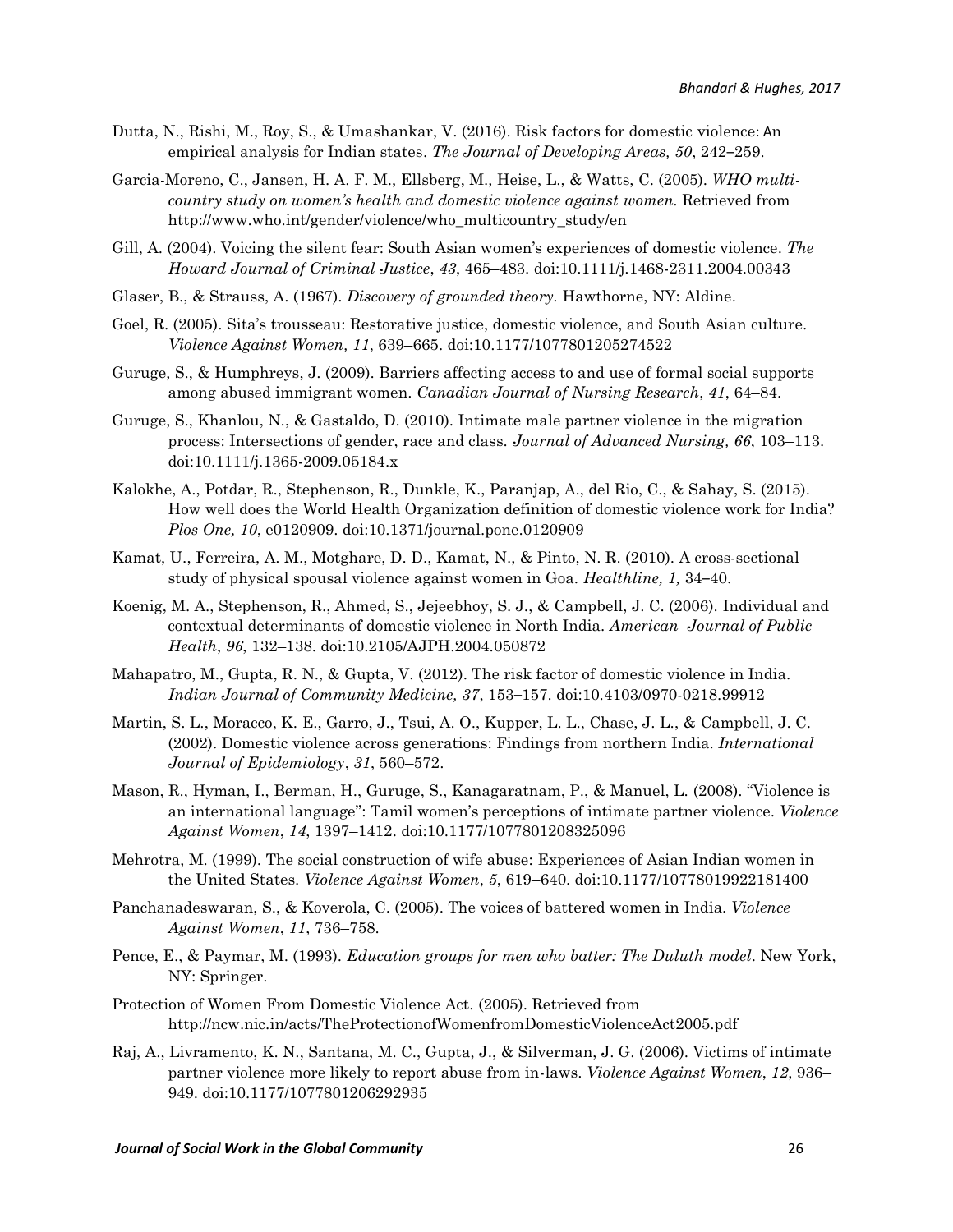Dutta, N., Rishi, M., Roy, S., & Umashankar, V. (2016). Risk factors for domestic violence: An empirical analysis for Indian states. *The Journal of Developing Areas, 50*, 242–259.

Garcia-Moreno, C., Jansen, H. A. F. M., Ellsberg, M., Heise, L., & Watts, C. (2005). *WHO multi-country study on women's health and domestic violence against women.* Retrieved from http://www.who.int/gender/violence/who_multicountry_study/en

Gill, A. (2004). Voicing the silent fear: South Asian women's experiences of domestic violence. *The Howard Journal of Criminal Justice*, *43*, 465–483. doi:10.1111/j.1468-2311.2004.00343

Glaser, B., & Strauss, A. (1967). *Discovery of grounded theory.* Hawthorne, NY: Aldine.

Goel, R. (2005). Sita's trousseau: Restorative justice, domestic violence, and South Asian culture. *Violence Against Women, 11*, 639–665. doi:10.1177/1077801205274522

Guruge, S., & Humphreys, J. (2009). Barriers affecting access to and use of formal social supports among abused immigrant women. *Canadian Journal of Nursing Research*, *41*, 64–84.

Guruge, S., Khanlou, N., & Gastaldo, D. (2010). Intimate male partner violence in the migration process: Intersections of gender, race and class. *Journal of Advanced Nursing, 66*, 103–113. doi:10.1111/j.1365-2009.05184.x

Kalokhe, A., Potdar, R., Stephenson, R., Dunkle, K., Paranjap, A., del Rio, C., & Sahay, S. (2015). How well does the World Health Organization definition of domestic violence work for India? *Plos One, 10*, e0120909. doi:10.1371/journal.pone.0120909

Kamat, U., Ferreira, A. M., Motghare, D. D., Kamat, N., & Pinto, N. R. (2010). A cross-sectional study of physical spousal violence against women in Goa. *Healthline, 1,* 34–40.

Koenig, M. A., Stephenson, R., Ahmed, S., Jejeebhoy, S. J., & Campbell, J. C. (2006). Individual and contextual determinants of domestic violence in North India. *American Journal of Public Health*, *96*, 132–138. doi:10.2105/AJPH.2004.050872

Mahapatro, M., Gupta, R. N., & Gupta, V. (2012). The risk factor of domestic violence in India. *Indian Journal of Community Medicine, 37*, 153–157. doi:10.4103/0970-0218.99912

Martin, S. L., Moracco, K. E., Garro, J., Tsui, A. O., Kupper, L. L., Chase, J. L., & Campbell, J. C. (2002). Domestic violence across generations: Findings from northern India. *International Journal of Epidemiology*, *31*, 560–572.

Mason, R., Hyman, I., Berman, H., Guruge, S., Kanagaratnam, P., & Manuel, L. (2008). "Violence is an international language": Tamil women's perceptions of intimate partner violence. *Violence Against Women*, *14*, 1397–1412. doi:10.1177/1077801208325096

Mehrotra, M. (1999). The social construction of wife abuse: Experiences of Asian Indian women in the United States. *Violence Against Women*, *5*, 619–640. doi:10.1177/10778019922181400

Panchanadeswaran, S., & Koverola, C. (2005). The voices of battered women in India. *Violence Against Women*, *11*, 736–758.

Pence, E., & Paymar, M. (1993). *Education groups for men who batter: The Duluth model*. New York, NY: Springer.

Protection of Women From Domestic Violence Act. (2005). Retrieved from http://ncw.nic.in/acts/TheProtectionofWomenfromDomesticViolenceAct2005.pdf

Raj, A., Livramento, K. N., Santana, M. C., Gupta, J., & Silverman, J. G. (2006). Victims of intimate partner violence more likely to report abuse from in-laws. *Violence Against Women*, *12*, 936–949. doi:10.1177/1077801206292935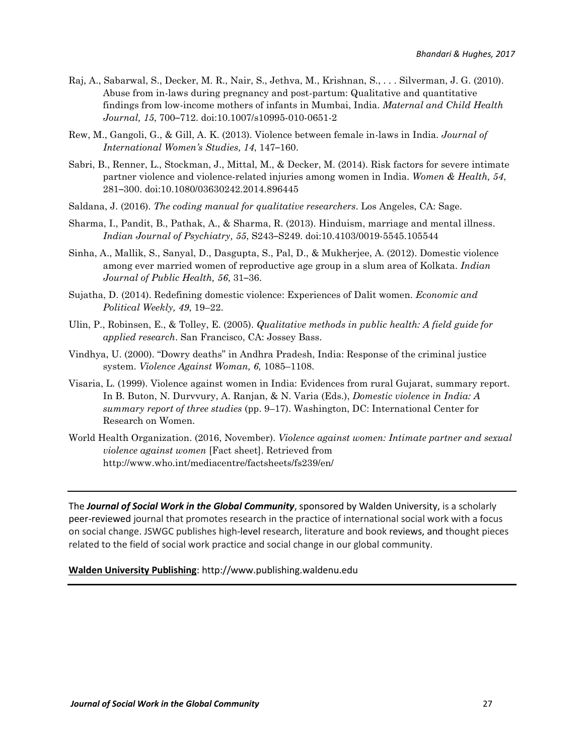Raj, A., Sabarwal, S., Decker, M. R., Nair, S., Jethva, M., Krishnan, S., . . . Silverman, J. G. (2010). Abuse from in-laws during pregnancy and post-partum: Qualitative and quantitative findings from low-income mothers of infants in Mumbai, India. *Maternal and Child Health Journal, 15*, 700–712. doi:10.1007/s10995-010-0651-2

Rew, M., Gangoli, G., & Gill, A. K. (2013). Violence between female in-laws in India. *Journal of International Women's Studies, 14*, 147–160.

Sabri, B., Renner, L., Stockman, J., Mittal, M., & Decker, M. (2014). Risk factors for severe intimate partner violence and violence-related injuries among women in India. *Women & Health, 54*, 281–300. doi:10.1080/03630242.2014.896445

Saldana, J. (2016). *The coding manual for qualitative researchers*. Los Angeles, CA: Sage.

Sharma, I., Pandit, B., Pathak, A., & Sharma, R. (2013). Hinduism, marriage and mental illness. *Indian Journal of Psychiatry, 55*, S243–S249. doi:10.4103/0019-5545.105544

Sinha, A., Mallik, S., Sanyal, D., Dasgupta, S., Pal, D., & Mukherjee, A. (2012). Domestic violence among ever married women of reproductive age group in a slum area of Kolkata. *Indian Journal of Public Health, 56*, 31–36.

Sujatha, D. (2014). Redefining domestic violence: Experiences of Dalit women. *Economic and Political Weekly, 49*, 19–22.

Ulin, P., Robinsen, E., & Tolley, E. (2005). *Qualitative methods in public health: A field guide for applied research*. San Francisco, CA: Jossey Bass.

Vindhya, U. (2000). "Dowry deaths" in Andhra Pradesh, India: Response of the criminal justice system. *Violence Against Woman, 6,* 1085–1108.

Visaria, L. (1999). Violence against women in India: Evidences from rural Gujarat, summary report. In B. Buton, N. Durvvury, A. Ranjan, & N. Varia (Eds.), *Domestic violence in India: A summary report of three studies* (pp. 9–17). Washington, DC: International Center for Research on Women.

World Health Organization. (2016, November). *Violence against women: Intimate partner and sexual violence against women* [Fact sheet]. Retrieved from http://www.who.int/mediacentre/factsheets/fs239/en/

---

The ***Journal of Social Work in the Global Community***, sponsored by Walden University, is a scholarly peer-reviewed journal that promotes research in the practice of international social work with a focus on social change. JSWGC publishes high-level research, literature and book reviews, and thought pieces related to the field of social work practice and social change in our global community.

**Walden University Publishing**: http://www.publishing.waldenu.edu